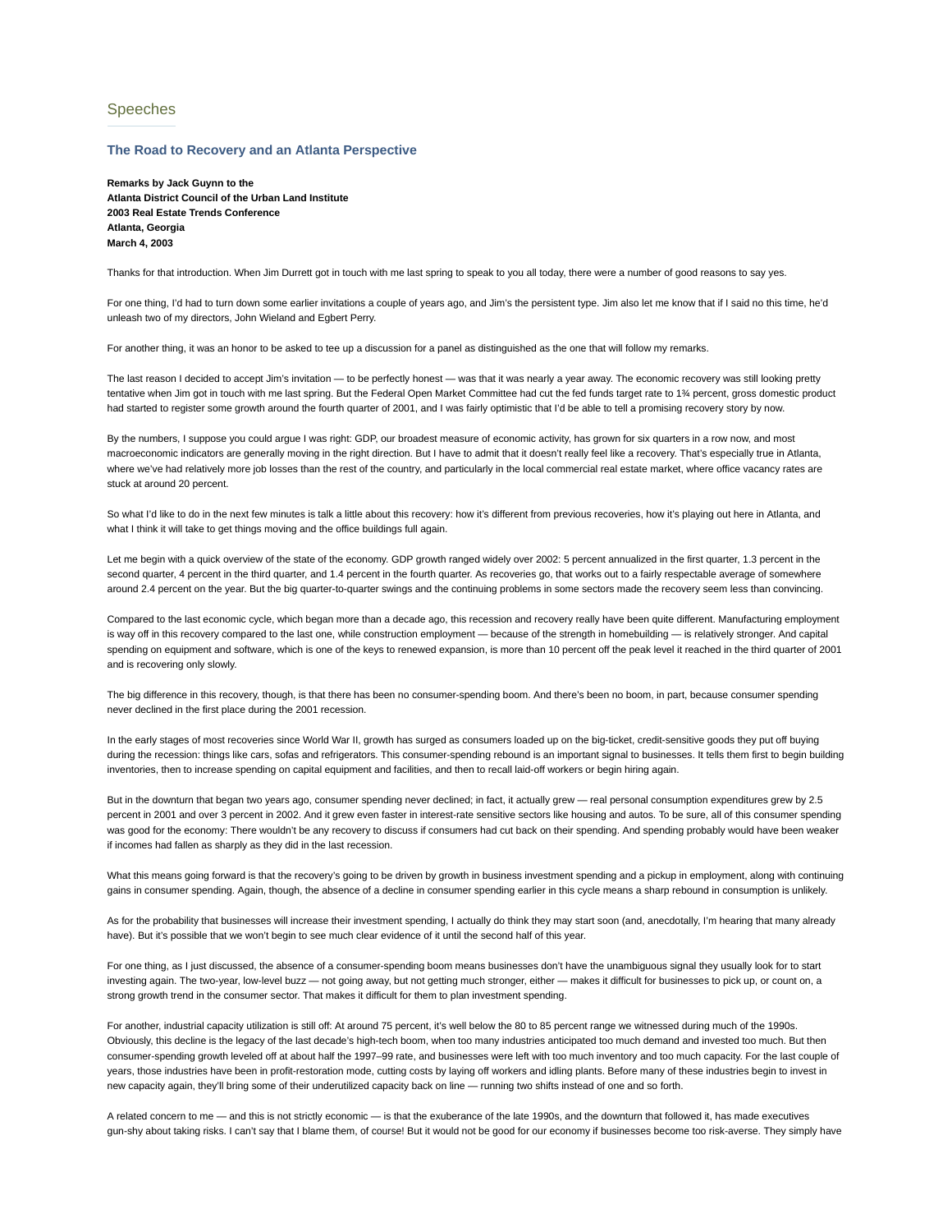## Speeches

### The Road to Recovery and an Atlanta Perspective

**Remarks by Jack Guynn to the**
**Atlanta District Council of the Urban Land Institute**
**2003 Real Estate Trends Conference**
**Atlanta, Georgia**
**March 4, 2003**

Thanks for that introduction. When Jim Durrett got in touch with me last spring to speak to you all today, there were a number of good reasons to say yes.

For one thing, I'd had to turn down some earlier invitations a couple of years ago, and Jim's the persistent type. Jim also let me know that if I said no this time, he'd unleash two of my directors, John Wieland and Egbert Perry.

For another thing, it was an honor to be asked to tee up a discussion for a panel as distinguished as the one that will follow my remarks.

The last reason I decided to accept Jim's invitation — to be perfectly honest — was that it was nearly a year away. The economic recovery was still looking pretty tentative when Jim got in touch with me last spring. But the Federal Open Market Committee had cut the fed funds target rate to 1¾ percent, gross domestic product had started to register some growth around the fourth quarter of 2001, and I was fairly optimistic that I'd be able to tell a promising recovery story by now.

By the numbers, I suppose you could argue I was right: GDP, our broadest measure of economic activity, has grown for six quarters in a row now, and most macroeconomic indicators are generally moving in the right direction. But I have to admit that it doesn't really feel like a recovery. That's especially true in Atlanta, where we've had relatively more job losses than the rest of the country, and particularly in the local commercial real estate market, where office vacancy rates are stuck at around 20 percent.

So what I'd like to do in the next few minutes is talk a little about this recovery: how it's different from previous recoveries, how it's playing out here in Atlanta, and what I think it will take to get things moving and the office buildings full again.

Let me begin with a quick overview of the state of the economy. GDP growth ranged widely over 2002: 5 percent annualized in the first quarter, 1.3 percent in the second quarter, 4 percent in the third quarter, and 1.4 percent in the fourth quarter. As recoveries go, that works out to a fairly respectable average of somewhere around 2.4 percent on the year. But the big quarter-to-quarter swings and the continuing problems in some sectors made the recovery seem less than convincing.

Compared to the last economic cycle, which began more than a decade ago, this recession and recovery really have been quite different. Manufacturing employment is way off in this recovery compared to the last one, while construction employment — because of the strength in homebuilding — is relatively stronger. And capital spending on equipment and software, which is one of the keys to renewed expansion, is more than 10 percent off the peak level it reached in the third quarter of 2001 and is recovering only slowly.

The big difference in this recovery, though, is that there has been no consumer-spending boom. And there's been no boom, in part, because consumer spending never declined in the first place during the 2001 recession.

In the early stages of most recoveries since World War II, growth has surged as consumers loaded up on the big-ticket, credit-sensitive goods they put off buying during the recession: things like cars, sofas and refrigerators. This consumer-spending rebound is an important signal to businesses. It tells them first to begin building inventories, then to increase spending on capital equipment and facilities, and then to recall laid-off workers or begin hiring again.

But in the downturn that began two years ago, consumer spending never declined; in fact, it actually grew — real personal consumption expenditures grew by 2.5 percent in 2001 and over 3 percent in 2002. And it grew even faster in interest-rate sensitive sectors like housing and autos. To be sure, all of this consumer spending was good for the economy: There wouldn't be any recovery to discuss if consumers had cut back on their spending. And spending probably would have been weaker if incomes had fallen as sharply as they did in the last recession.

What this means going forward is that the recovery's going to be driven by growth in business investment spending and a pickup in employment, along with continuing gains in consumer spending. Again, though, the absence of a decline in consumer spending earlier in this cycle means a sharp rebound in consumption is unlikely.

As for the probability that businesses will increase their investment spending, I actually do think they may start soon (and, anecdotally, I'm hearing that many already have). But it's possible that we won't begin to see much clear evidence of it until the second half of this year.

For one thing, as I just discussed, the absence of a consumer-spending boom means businesses don't have the unambiguous signal they usually look for to start investing again. The two-year, low-level buzz — not going away, but not getting much stronger, either — makes it difficult for businesses to pick up, or count on, a strong growth trend in the consumer sector. That makes it difficult for them to plan investment spending.

For another, industrial capacity utilization is still off: At around 75 percent, it's well below the 80 to 85 percent range we witnessed during much of the 1990s. Obviously, this decline is the legacy of the last decade's high-tech boom, when too many industries anticipated too much demand and invested too much. But then consumer-spending growth leveled off at about half the 1997–99 rate, and businesses were left with too much inventory and too much capacity. For the last couple of years, those industries have been in profit-restoration mode, cutting costs by laying off workers and idling plants. Before many of these industries begin to invest in new capacity again, they'll bring some of their underutilized capacity back on line — running two shifts instead of one and so forth.

A related concern to me — and this is not strictly economic — is that the exuberance of the late 1990s, and the downturn that followed it, has made executives gun-shy about taking risks. I can't say that I blame them, of course! But it would not be good for our economy if businesses become too risk-averse. They simply have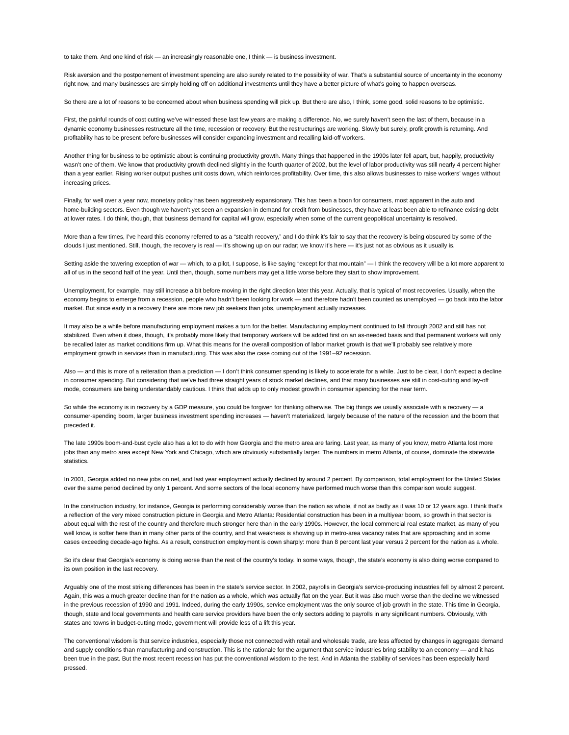to take them. And one kind of risk — an increasingly reasonable one, I think — is business investment.

Risk aversion and the postponement of investment spending are also surely related to the possibility of war. That's a substantial source of uncertainty in the economy right now, and many businesses are simply holding off on additional investments until they have a better picture of what's going to happen overseas.

So there are a lot of reasons to be concerned about when business spending will pick up. But there are also, I think, some good, solid reasons to be optimistic.

First, the painful rounds of cost cutting we've witnessed these last few years are making a difference. No, we surely haven't seen the last of them, because in a dynamic economy businesses restructure all the time, recession or recovery. But the restructurings are working. Slowly but surely, profit growth is returning. And profitability has to be present before businesses will consider expanding investment and recalling laid-off workers.

Another thing for business to be optimistic about is continuing productivity growth. Many things that happened in the 1990s later fell apart, but, happily, productivity wasn't one of them. We know that productivity growth declined slightly in the fourth quarter of 2002, but the level of labor productivity was still nearly 4 percent higher than a year earlier. Rising worker output pushes unit costs down, which reinforces profitability. Over time, this also allows businesses to raise workers' wages without increasing prices.

Finally, for well over a year now, monetary policy has been aggressively expansionary. This has been a boon for consumers, most apparent in the auto and home-building sectors. Even though we haven't yet seen an expansion in demand for credit from businesses, they have at least been able to refinance existing debt at lower rates. I do think, though, that business demand for capital will grow, especially when some of the current geopolitical uncertainty is resolved.

More than a few times, I've heard this economy referred to as a "stealth recovery," and I do think it's fair to say that the recovery is being obscured by some of the clouds I just mentioned. Still, though, the recovery is real — it's showing up on our radar; we know it's here — it's just not as obvious as it usually is.

Setting aside the towering exception of war — which, to a pilot, I suppose, is like saying "except for that mountain" — I think the recovery will be a lot more apparent to all of us in the second half of the year. Until then, though, some numbers may get a little worse before they start to show improvement.

Unemployment, for example, may still increase a bit before moving in the right direction later this year. Actually, that is typical of most recoveries. Usually, when the economy begins to emerge from a recession, people who hadn't been looking for work — and therefore hadn't been counted as unemployed — go back into the labor market. But since early in a recovery there are more new job seekers than jobs, unemployment actually increases.

It may also be a while before manufacturing employment makes a turn for the better. Manufacturing employment continued to fall through 2002 and still has not stabilized. Even when it does, though, it's probably more likely that temporary workers will be added first on an as-needed basis and that permanent workers will only be recalled later as market conditions firm up. What this means for the overall composition of labor market growth is that we'll probably see relatively more employment growth in services than in manufacturing. This was also the case coming out of the 1991–92 recession.

Also — and this is more of a reiteration than a prediction — I don't think consumer spending is likely to accelerate for a while. Just to be clear, I don't expect a decline in consumer spending. But considering that we've had three straight years of stock market declines, and that many businesses are still in cost-cutting and lay-off mode, consumers are being understandably cautious. I think that adds up to only modest growth in consumer spending for the near term.

So while the economy is in recovery by a GDP measure, you could be forgiven for thinking otherwise. The big things we usually associate with a recovery — a consumer-spending boom, larger business investment spending increases — haven't materialized, largely because of the nature of the recession and the boom that preceded it.

The late 1990s boom-and-bust cycle also has a lot to do with how Georgia and the metro area are faring. Last year, as many of you know, metro Atlanta lost more jobs than any metro area except New York and Chicago, which are obviously substantially larger. The numbers in metro Atlanta, of course, dominate the statewide statistics.

In 2001, Georgia added no new jobs on net, and last year employment actually declined by around 2 percent. By comparison, total employment for the United States over the same period declined by only 1 percent. And some sectors of the local economy have performed much worse than this comparison would suggest.

In the construction industry, for instance, Georgia is performing considerably worse than the nation as whole, if not as badly as it was 10 or 12 years ago. I think that's a reflection of the very mixed construction picture in Georgia and Metro Atlanta: Residential construction has been in a multiyear boom, so growth in that sector is about equal with the rest of the country and therefore much stronger here than in the early 1990s. However, the local commercial real estate market, as many of you well know, is softer here than in many other parts of the country, and that weakness is showing up in metro-area vacancy rates that are approaching and in some cases exceeding decade-ago highs. As a result, construction employment is down sharply: more than 8 percent last year versus 2 percent for the nation as a whole.

So it's clear that Georgia's economy is doing worse than the rest of the country's today. In some ways, though, the state's economy is also doing worse compared to its own position in the last recovery.

Arguably one of the most striking differences has been in the state's service sector. In 2002, payrolls in Georgia's service-producing industries fell by almost 2 percent. Again, this was a much greater decline than for the nation as a whole, which was actually flat on the year. But it was also much worse than the decline we witnessed in the previous recession of 1990 and 1991. Indeed, during the early 1990s, service employment was the only source of job growth in the state. This time in Georgia, though, state and local governments and health care service providers have been the only sectors adding to payrolls in any significant numbers. Obviously, with states and towns in budget-cutting mode, government will provide less of a lift this year.

The conventional wisdom is that service industries, especially those not connected with retail and wholesale trade, are less affected by changes in aggregate demand and supply conditions than manufacturing and construction. This is the rationale for the argument that service industries bring stability to an economy — and it has been true in the past. But the most recent recession has put the conventional wisdom to the test. And in Atlanta the stability of services has been especially hard pressed.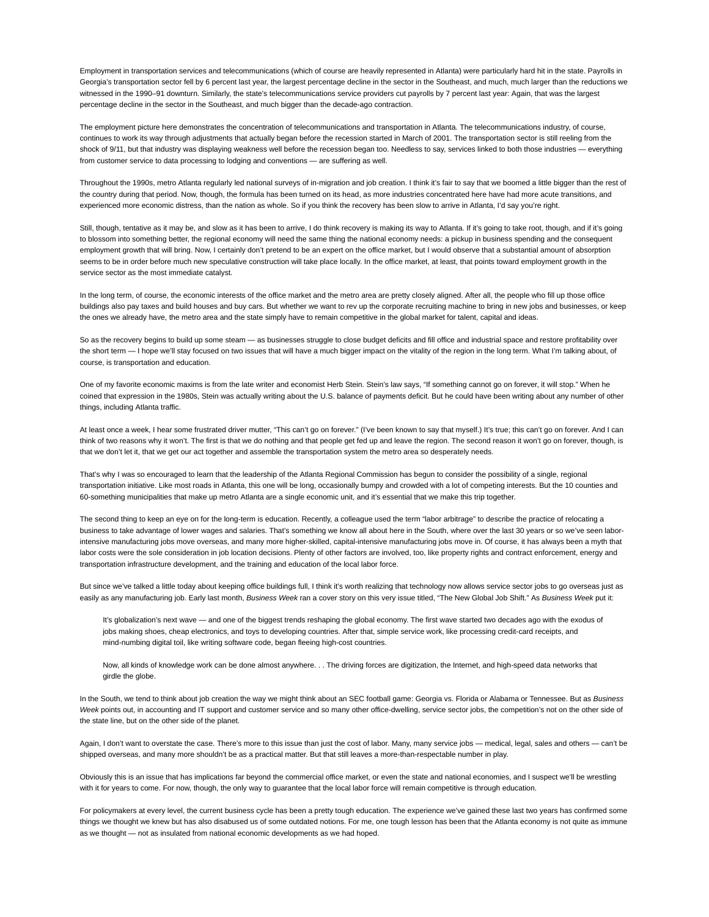Employment in transportation services and telecommunications (which of course are heavily represented in Atlanta) were particularly hard hit in the state. Payrolls in Georgia's transportation sector fell by 6 percent last year, the largest percentage decline in the sector in the Southeast, and much, much larger than the reductions we witnessed in the 1990–91 downturn. Similarly, the state's telecommunications service providers cut payrolls by 7 percent last year: Again, that was the largest percentage decline in the sector in the Southeast, and much bigger than the decade-ago contraction.

The employment picture here demonstrates the concentration of telecommunications and transportation in Atlanta. The telecommunications industry, of course, continues to work its way through adjustments that actually began before the recession started in March of 2001. The transportation sector is still reeling from the shock of 9/11, but that industry was displaying weakness well before the recession began too. Needless to say, services linked to both those industries — everything from customer service to data processing to lodging and conventions — are suffering as well.

Throughout the 1990s, metro Atlanta regularly led national surveys of in-migration and job creation. I think it's fair to say that we boomed a little bigger than the rest of the country during that period. Now, though, the formula has been turned on its head, as more industries concentrated here have had more acute transitions, and experienced more economic distress, than the nation as whole. So if you think the recovery has been slow to arrive in Atlanta, I'd say you're right.

Still, though, tentative as it may be, and slow as it has been to arrive, I do think recovery is making its way to Atlanta. If it's going to take root, though, and if it's going to blossom into something better, the regional economy will need the same thing the national economy needs: a pickup in business spending and the consequent employment growth that will bring. Now, I certainly don't pretend to be an expert on the office market, but I would observe that a substantial amount of absorption seems to be in order before much new speculative construction will take place locally. In the office market, at least, that points toward employment growth in the service sector as the most immediate catalyst.

In the long term, of course, the economic interests of the office market and the metro area are pretty closely aligned. After all, the people who fill up those office buildings also pay taxes and build houses and buy cars. But whether we want to rev up the corporate recruiting machine to bring in new jobs and businesses, or keep the ones we already have, the metro area and the state simply have to remain competitive in the global market for talent, capital and ideas.

So as the recovery begins to build up some steam — as businesses struggle to close budget deficits and fill office and industrial space and restore profitability over the short term — I hope we'll stay focused on two issues that will have a much bigger impact on the vitality of the region in the long term. What I'm talking about, of course, is transportation and education.

One of my favorite economic maxims is from the late writer and economist Herb Stein. Stein's law says, "If something cannot go on forever, it will stop." When he coined that expression in the 1980s, Stein was actually writing about the U.S. balance of payments deficit. But he could have been writing about any number of other things, including Atlanta traffic.

At least once a week, I hear some frustrated driver mutter, "This can't go on forever." (I've been known to say that myself.) It's true; this can't go on forever. And I can think of two reasons why it won't. The first is that we do nothing and that people get fed up and leave the region. The second reason it won't go on forever, though, is that we don't let it, that we get our act together and assemble the transportation system the metro area so desperately needs.

That's why I was so encouraged to learn that the leadership of the Atlanta Regional Commission has begun to consider the possibility of a single, regional transportation initiative. Like most roads in Atlanta, this one will be long, occasionally bumpy and crowded with a lot of competing interests. But the 10 counties and 60-something municipalities that make up metro Atlanta are a single economic unit, and it's essential that we make this trip together.

The second thing to keep an eye on for the long-term is education. Recently, a colleague used the term "labor arbitrage" to describe the practice of relocating a business to take advantage of lower wages and salaries. That's something we know all about here in the South, where over the last 30 years or so we've seen labor-intensive manufacturing jobs move overseas, and many more higher-skilled, capital-intensive manufacturing jobs move in. Of course, it has always been a myth that labor costs were the sole consideration in job location decisions. Plenty of other factors are involved, too, like property rights and contract enforcement, energy and transportation infrastructure development, and the training and education of the local labor force.

But since we've talked a little today about keeping office buildings full, I think it's worth realizing that technology now allows service sector jobs to go overseas just as easily as any manufacturing job. Early last month, *Business Week* ran a cover story on this very issue titled, "The New Global Job Shift." As *Business Week* put it:

> It's globalization's next wave — and one of the biggest trends reshaping the global economy. The first wave started two decades ago with the exodus of jobs making shoes, cheap electronics, and toys to developing countries. After that, simple service work, like processing credit-card receipts, and mind-numbing digital toil, like writing software code, began fleeing high-cost countries.
>
> Now, all kinds of knowledge work can be done almost anywhere. . . The driving forces are digitization, the Internet, and high-speed data networks that girdle the globe.

In the South, we tend to think about job creation the way we might think about an SEC football game: Georgia vs. Florida or Alabama or Tennessee. But as *Business Week* points out, in accounting and IT support and customer service and so many other office-dwelling, service sector jobs, the competition's not on the other side of the state line, but on the other side of the planet.

Again, I don't want to overstate the case. There's more to this issue than just the cost of labor. Many, many service jobs — medical, legal, sales and others — can't be shipped overseas, and many more shouldn't be as a practical matter. But that still leaves a more-than-respectable number in play.

Obviously this is an issue that has implications far beyond the commercial office market, or even the state and national economies, and I suspect we'll be wrestling with it for years to come. For now, though, the only way to guarantee that the local labor force will remain competitive is through education.

For policymakers at every level, the current business cycle has been a pretty tough education. The experience we've gained these last two years has confirmed some things we thought we knew but has also disabused us of some outdated notions. For me, one tough lesson has been that the Atlanta economy is not quite as immune as we thought — not as insulated from national economic developments as we had hoped.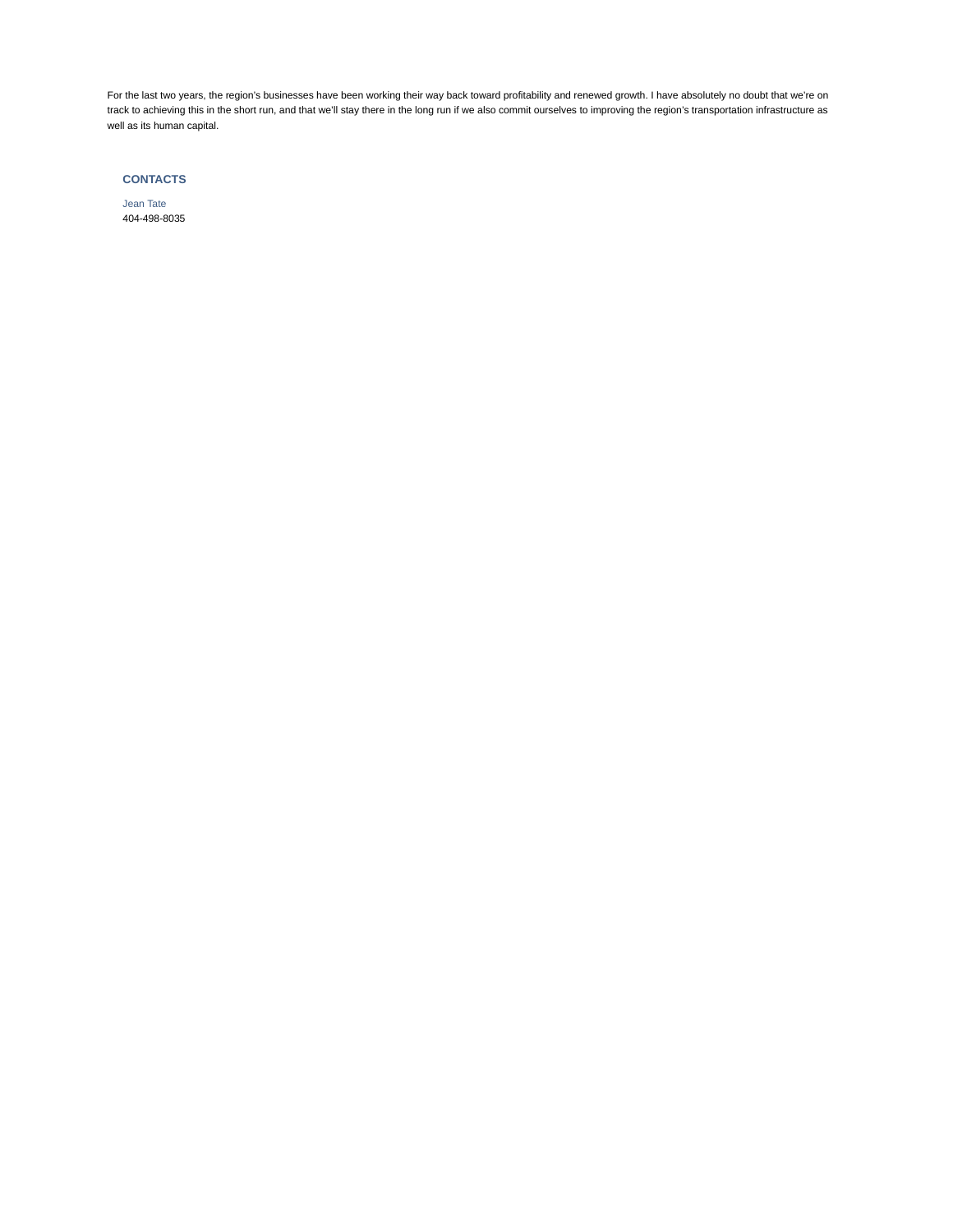For the last two years, the region's businesses have been working their way back toward profitability and renewed growth. I have absolutely no doubt that we're on track to achieving this in the short run, and that we'll stay there in the long run if we also commit ourselves to improving the region's transportation infrastructure as well as its human capital.

## CONTACTS

Jean Tate
404-498-8035